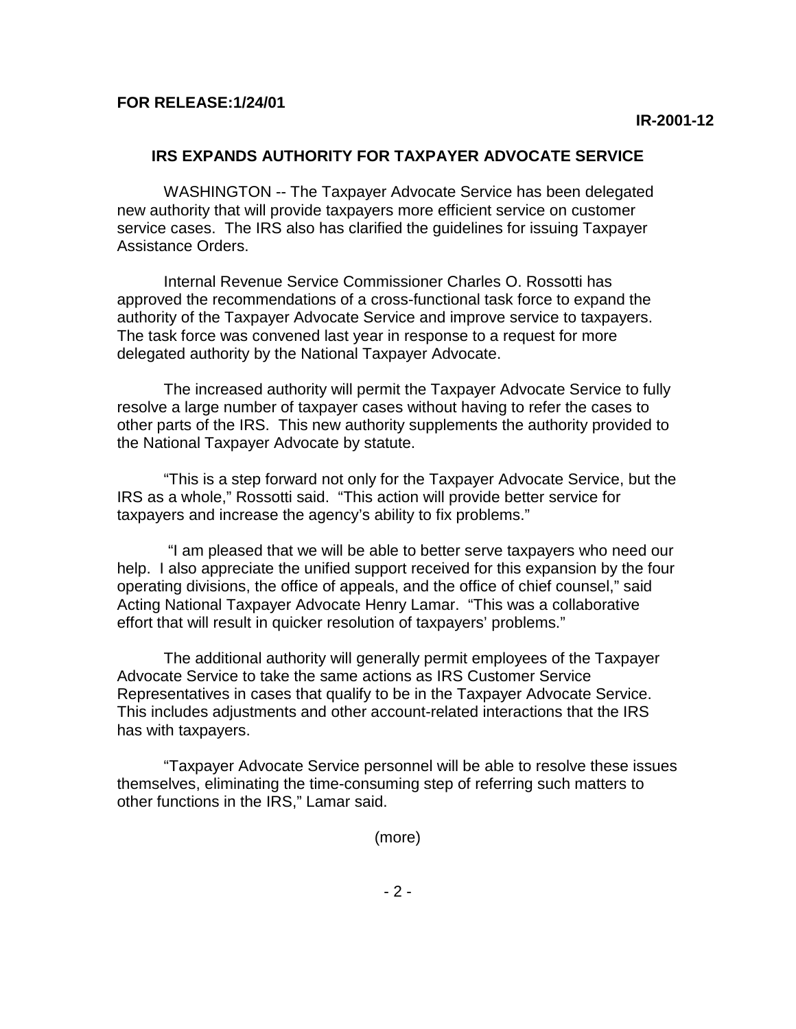**FOR RELEASE:1/24/01**

**IR-2001-12**

## IRS EXPANDS AUTHORITY FOR TAXPAYER ADVOCATE SERVICE

WASHINGTON -- The Taxpayer Advocate Service has been delegated new authority that will provide taxpayers more efficient service on customer service cases. The IRS also has clarified the guidelines for issuing Taxpayer Assistance Orders.

Internal Revenue Service Commissioner Charles O. Rossotti has approved the recommendations of a cross-functional task force to expand the authority of the Taxpayer Advocate Service and improve service to taxpayers. The task force was convened last year in response to a request for more delegated authority by the National Taxpayer Advocate.

The increased authority will permit the Taxpayer Advocate Service to fully resolve a large number of taxpayer cases without having to refer the cases to other parts of the IRS. This new authority supplements the authority provided to the National Taxpayer Advocate by statute.

"This is a step forward not only for the Taxpayer Advocate Service, but the IRS as a whole," Rossotti said. "This action will provide better service for taxpayers and increase the agency's ability to fix problems."

"I am pleased that we will be able to better serve taxpayers who need our help. I also appreciate the unified support received for this expansion by the four operating divisions, the office of appeals, and the office of chief counsel," said Acting National Taxpayer Advocate Henry Lamar. "This was a collaborative effort that will result in quicker resolution of taxpayers' problems."

The additional authority will generally permit employees of the Taxpayer Advocate Service to take the same actions as IRS Customer Service Representatives in cases that qualify to be in the Taxpayer Advocate Service. This includes adjustments and other account-related interactions that the IRS has with taxpayers.

"Taxpayer Advocate Service personnel will be able to resolve these issues themselves, eliminating the time-consuming step of referring such matters to other functions in the IRS," Lamar said.

(more)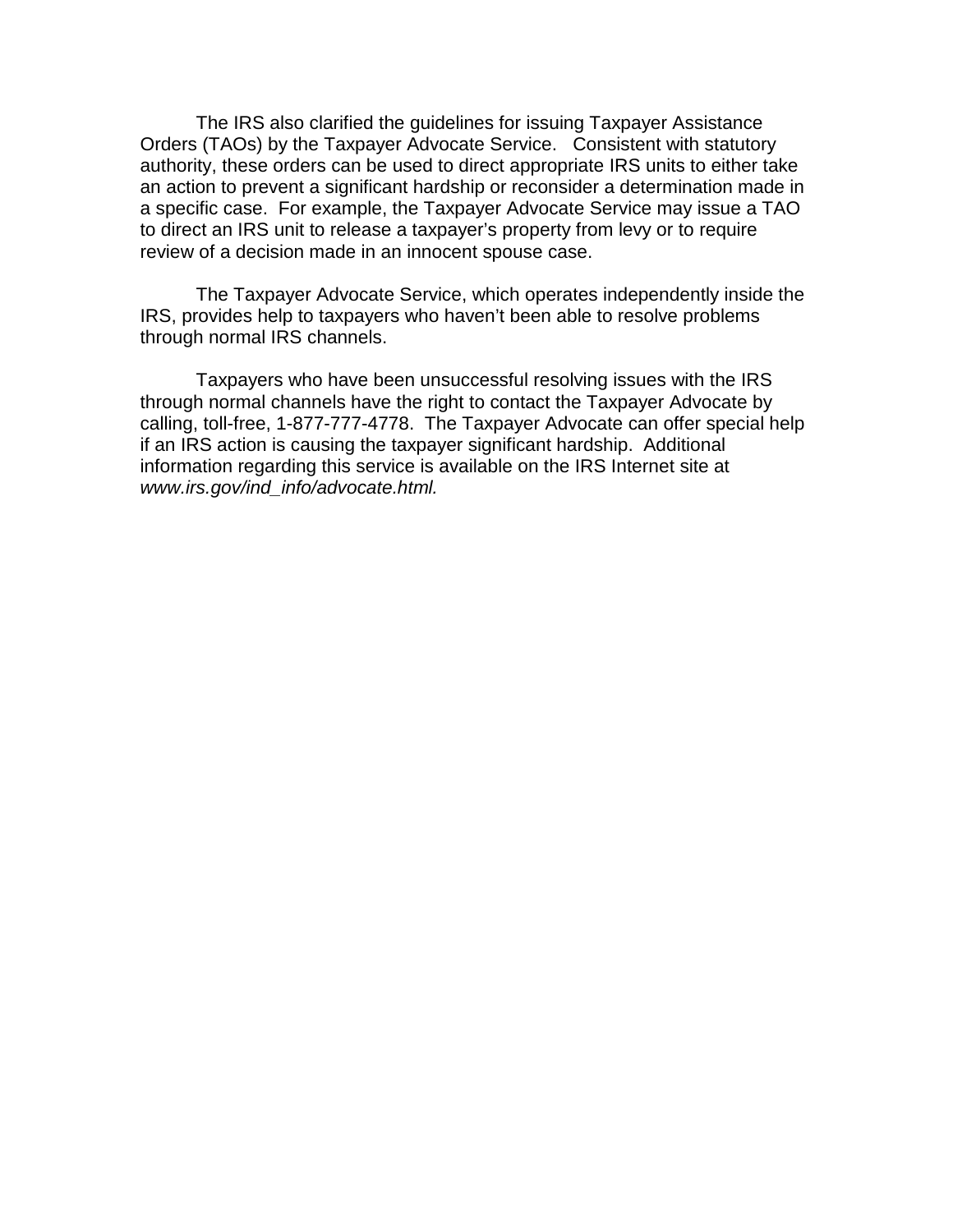The IRS also clarified the guidelines for issuing Taxpayer Assistance Orders (TAOs) by the Taxpayer Advocate Service. Consistent with statutory authority, these orders can be used to direct appropriate IRS units to either take an action to prevent a significant hardship or reconsider a determination made in a specific case. For example, the Taxpayer Advocate Service may issue a TAO to direct an IRS unit to release a taxpayer's property from levy or to require review of a decision made in an innocent spouse case.

The Taxpayer Advocate Service, which operates independently inside the IRS, provides help to taxpayers who haven't been able to resolve problems through normal IRS channels.

Taxpayers who have been unsuccessful resolving issues with the IRS through normal channels have the right to contact the Taxpayer Advocate by calling, toll-free, 1-877-777-4778. The Taxpayer Advocate can offer special help if an IRS action is causing the taxpayer significant hardship. Additional information regarding this service is available on the IRS Internet site at *www.irs.gov/ind_info/advocate.html.*